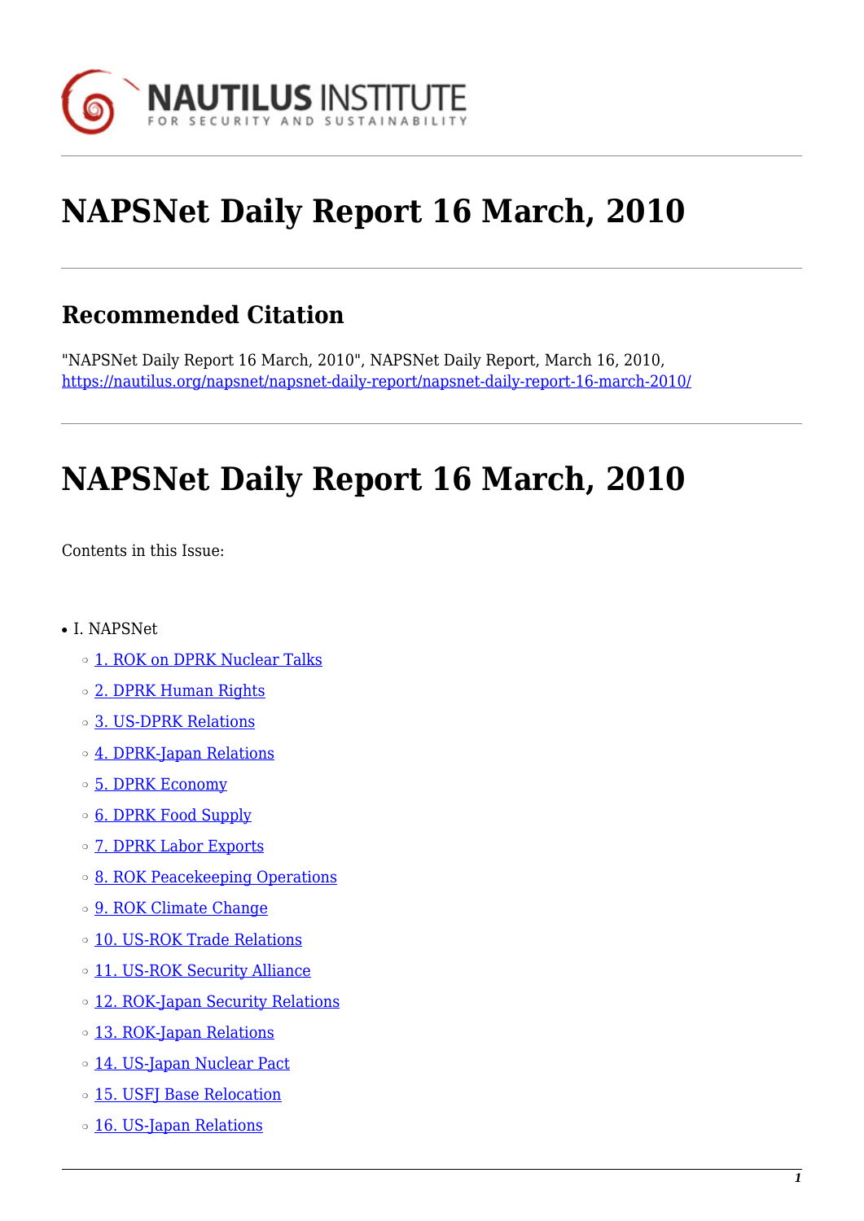# NAPSNet Daily Report 16 March, 2010

## Recommended Citation

"NAPSNet Daily Report 16 March, 2010", NAPSNet Daily Report, March 16, 2010, https://nautilus.org/napsnet/napsnet-daily-report/napsnet-daily-report-16-march-2010/

# NAPSNet Daily Report 16 March, 2010

Contents in this Issue:

- I. NAPSNet
  - 1. ROK on DPRK Nuclear Talks
  - 2. DPRK Human Rights
  - 3. US-DPRK Relations
  - 4. DPRK-Japan Relations
  - 5. DPRK Economy
  - 6. DPRK Food Supply
  - 7. DPRK Labor Exports
  - 8. ROK Peacekeeping Operations
  - 9. ROK Climate Change
  - 10. US-ROK Trade Relations
  - 11. US-ROK Security Alliance
  - 12. ROK-Japan Security Relations
  - 13. ROK-Japan Relations
  - 14. US-Japan Nuclear Pact
  - 15. USFJ Base Relocation
  - 16. US-Japan Relations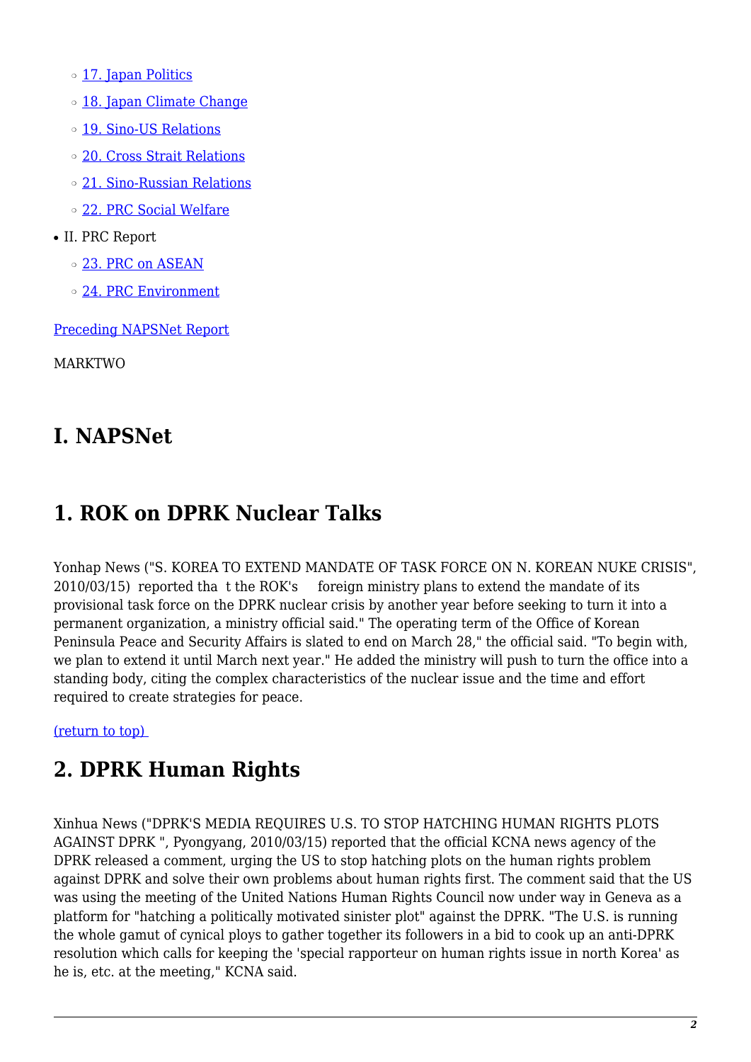- 17. Japan Politics
- 18. Japan Climate Change
- 19. Sino-US Relations
- 20. Cross Strait Relations
- 21. Sino-Russian Relations
- 22. PRC Social Welfare

- II. PRC Report
  - 23. PRC on ASEAN
  - 24. PRC Environment

Preceding NAPSNet Report

MARKTWO

# I. NAPSNet

## 1. ROK on DPRK Nuclear Talks

Yonhap News ("S. KOREA TO EXTEND MANDATE OF TASK FORCE ON N. KOREAN NUKE CRISIS", 2010/03/15) reported tha t the ROK's foreign ministry plans to extend the mandate of its provisional task force on the DPRK nuclear crisis by another year before seeking to turn it into a permanent organization, a ministry official said." The operating term of the Office of Korean Peninsula Peace and Security Affairs is slated to end on March 28," the official said. "To begin with, we plan to extend it until March next year." He added the ministry will push to turn the office into a standing body, citing the complex characteristics of the nuclear issue and the time and effort required to create strategies for peace.

(return to top)

## 2. DPRK Human Rights

Xinhua News ("DPRK'S MEDIA REQUIRES U.S. TO STOP HATCHING HUMAN RIGHTS PLOTS AGAINST DPRK ", Pyongyang, 2010/03/15) reported that the official KCNA news agency of the DPRK released a comment, urging the US to stop hatching plots on the human rights problem against DPRK and solve their own problems about human rights first. The comment said that the US was using the meeting of the United Nations Human Rights Council now under way in Geneva as a platform for "hatching a politically motivated sinister plot" against the DPRK. "The U.S. is running the whole gamut of cynical ploys to gather together its followers in a bid to cook up an anti-DPRK resolution which calls for keeping the 'special rapporteur on human rights issue in north Korea' as he is, etc. at the meeting," KCNA said.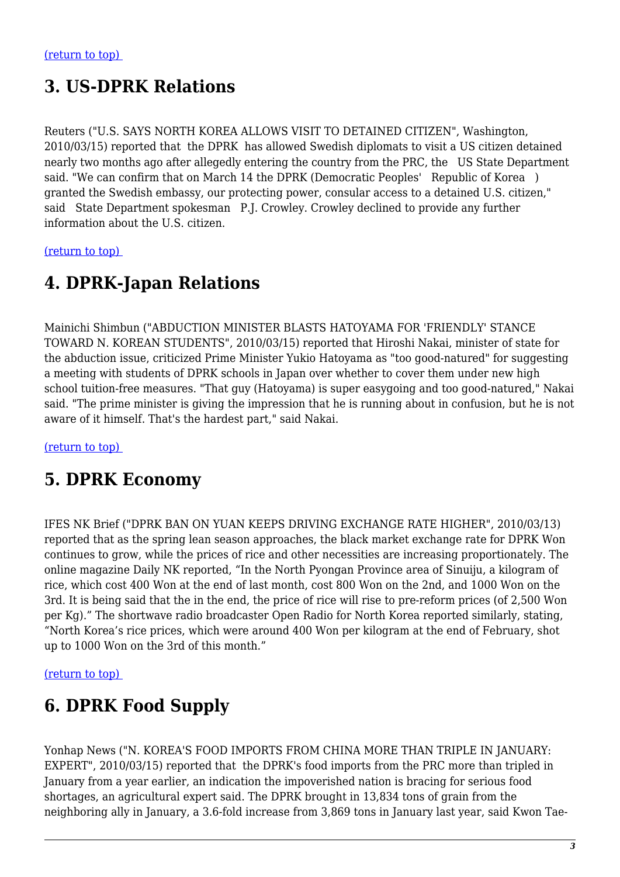(return to top)

## 3. US-DPRK Relations

Reuters ("U.S. SAYS NORTH KOREA ALLOWS VISIT TO DETAINED CITIZEN", Washington, 2010/03/15) reported that the DPRK has allowed Swedish diplomats to visit a US citizen detained nearly two months ago after allegedly entering the country from the PRC, the US State Department said. "We can confirm that on March 14 the DPRK (Democratic Peoples' Republic of Korea) granted the Swedish embassy, our protecting power, consular access to a detained U.S. citizen," said State Department spokesman P.J. Crowley. Crowley declined to provide any further information about the U.S. citizen.

(return to top)

## 4. DPRK-Japan Relations

Mainichi Shimbun ("ABDUCTION MINISTER BLASTS HATOYAMA FOR 'FRIENDLY' STANCE TOWARD N. KOREAN STUDENTS", 2010/03/15) reported that Hiroshi Nakai, minister of state for the abduction issue, criticized Prime Minister Yukio Hatoyama as "too good-natured" for suggesting a meeting with students of DPRK schools in Japan over whether to cover them under new high school tuition-free measures. "That guy (Hatoyama) is super easygoing and too good-natured," Nakai said. "The prime minister is giving the impression that he is running about in confusion, but he is not aware of it himself. That's the hardest part," said Nakai.

(return to top)

## 5. DPRK Economy

IFES NK Brief ("DPRK BAN ON YUAN KEEPS DRIVING EXCHANGE RATE HIGHER", 2010/03/13) reported that as the spring lean season approaches, the black market exchange rate for DPRK Won continues to grow, while the prices of rice and other necessities are increasing proportionately. The online magazine Daily NK reported, "In the North Pyongan Province area of Sinuiju, a kilogram of rice, which cost 400 Won at the end of last month, cost 800 Won on the 2nd, and 1000 Won on the 3rd. It is being said that the in the end, the price of rice will rise to pre-reform prices (of 2,500 Won per Kg)." The shortwave radio broadcaster Open Radio for North Korea reported similarly, stating, "North Korea's rice prices, which were around 400 Won per kilogram at the end of February, shot up to 1000 Won on the 3rd of this month."

(return to top)

## 6. DPRK Food Supply

Yonhap News ("N. KOREA'S FOOD IMPORTS FROM CHINA MORE THAN TRIPLE IN JANUARY: EXPERT", 2010/03/15) reported that the DPRK's food imports from the PRC more than tripled in January from a year earlier, an indication the impoverished nation is bracing for serious food shortages, an agricultural expert said. The DPRK brought in 13,834 tons of grain from the neighboring ally in January, a 3.6-fold increase from 3,869 tons in January last year, said Kwon Tae-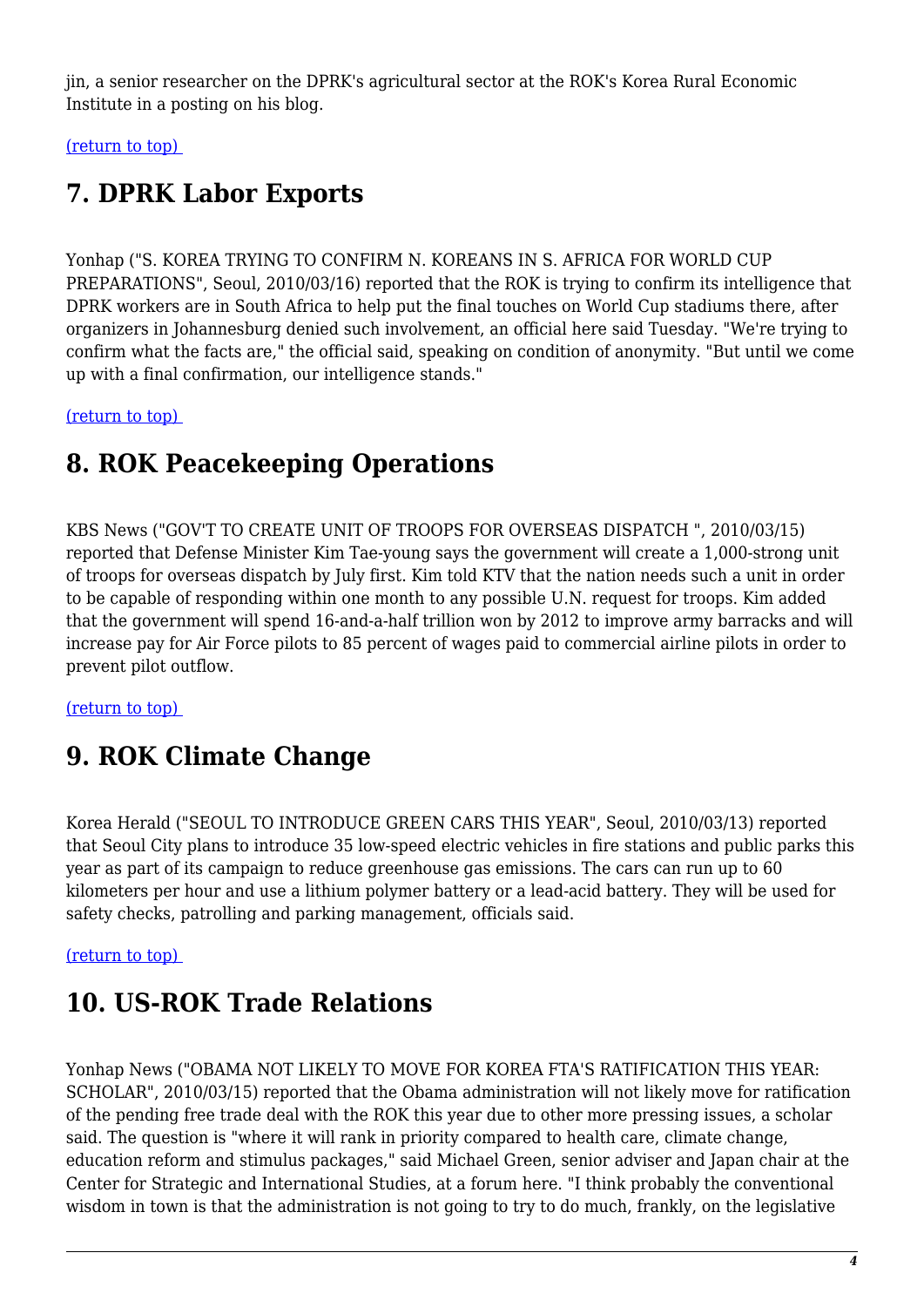jin, a senior researcher on the DPRK's agricultural sector at the ROK's Korea Rural Economic Institute in a posting on his blog.

(return to top)

## 7. DPRK Labor Exports

Yonhap ("S. KOREA TRYING TO CONFIRM N. KOREANS IN S. AFRICA FOR WORLD CUP PREPARATIONS", Seoul, 2010/03/16) reported that the ROK is trying to confirm its intelligence that DPRK workers are in South Africa to help put the final touches on World Cup stadiums there, after organizers in Johannesburg denied such involvement, an official here said Tuesday. "We're trying to confirm what the facts are," the official said, speaking on condition of anonymity. "But until we come up with a final confirmation, our intelligence stands."

(return to top)

## 8. ROK Peacekeeping Operations

KBS News ("GOV'T TO CREATE UNIT OF TROOPS FOR OVERSEAS DISPATCH ", 2010/03/15) reported that Defense Minister Kim Tae-young says the government will create a 1,000-strong unit of troops for overseas dispatch by July first. Kim told KTV that the nation needs such a unit in order to be capable of responding within one month to any possible U.N. request for troops. Kim added that the government will spend 16-and-a-half trillion won by 2012 to improve army barracks and will increase pay for Air Force pilots to 85 percent of wages paid to commercial airline pilots in order to prevent pilot outflow.

(return to top)

## 9. ROK Climate Change

Korea Herald ("SEOUL TO INTRODUCE GREEN CARS THIS YEAR", Seoul, 2010/03/13) reported that Seoul City plans to introduce 35 low-speed electric vehicles in fire stations and public parks this year as part of its campaign to reduce greenhouse gas emissions. The cars can run up to 60 kilometers per hour and use a lithium polymer battery or a lead-acid battery. They will be used for safety checks, patrolling and parking management, officials said.

(return to top)

## 10. US-ROK Trade Relations

Yonhap News ("OBAMA NOT LIKELY TO MOVE FOR KOREA FTA'S RATIFICATION THIS YEAR: SCHOLAR", 2010/03/15) reported that the Obama administration will not likely move for ratification of the pending free trade deal with the ROK this year due to other more pressing issues, a scholar said. The question is "where it will rank in priority compared to health care, climate change, education reform and stimulus packages," said Michael Green, senior adviser and Japan chair at the Center for Strategic and International Studies, at a forum here. "I think probably the conventional wisdom in town is that the administration is not going to try to do much, frankly, on the legislative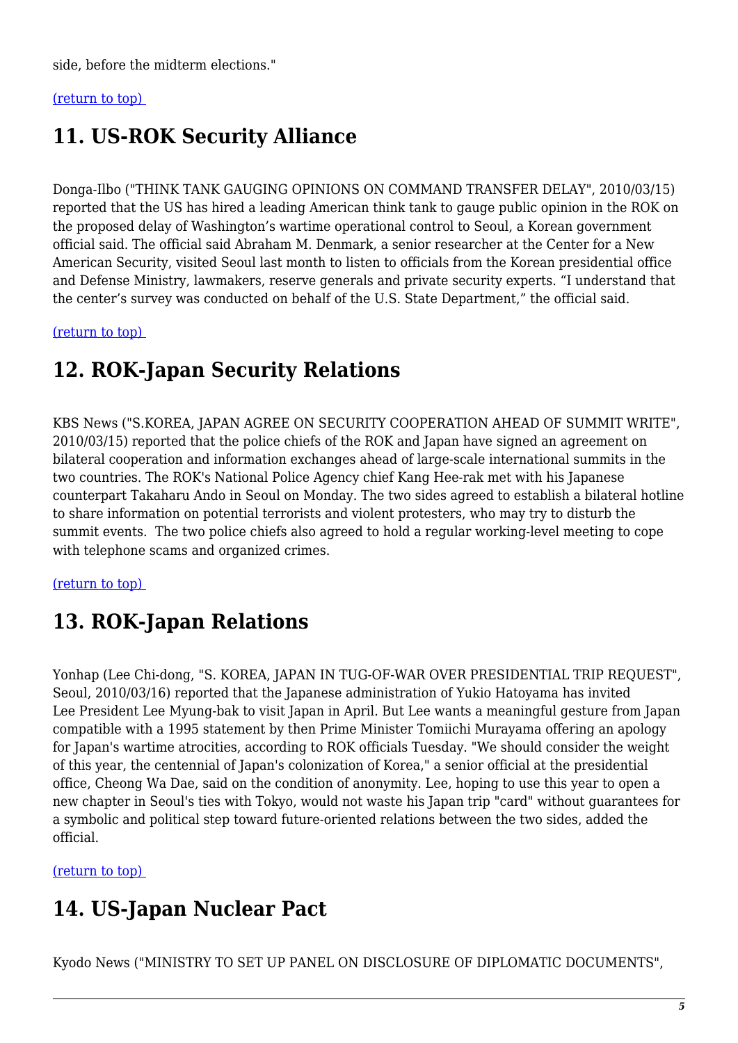side, before the midterm elections."

(return to top)

## 11. US-ROK Security Alliance

Donga-Ilbo ("THINK TANK GAUGING OPINIONS ON COMMAND TRANSFER DELAY", 2010/03/15) reported that the US has hired a leading American think tank to gauge public opinion in the ROK on the proposed delay of Washington's wartime operational control to Seoul, a Korean government official said. The official said Abraham M. Denmark, a senior researcher at the Center for a New American Security, visited Seoul last month to listen to officials from the Korean presidential office and Defense Ministry, lawmakers, reserve generals and private security experts. "I understand that the center's survey was conducted on behalf of the U.S. State Department," the official said.

(return to top)

## 12. ROK-Japan Security Relations

KBS News ("S.KOREA, JAPAN AGREE ON SECURITY COOPERATION AHEAD OF SUMMIT WRITE", 2010/03/15) reported that the police chiefs of the ROK and Japan have signed an agreement on bilateral cooperation and information exchanges ahead of large-scale international summits in the two countries. The ROK's National Police Agency chief Kang Hee-rak met with his Japanese counterpart Takaharu Ando in Seoul on Monday. The two sides agreed to establish a bilateral hotline to share information on potential terrorists and violent protesters, who may try to disturb the summit events. The two police chiefs also agreed to hold a regular working-level meeting to cope with telephone scams and organized crimes.

(return to top)

## 13. ROK-Japan Relations

Yonhap (Lee Chi-dong, "S. KOREA, JAPAN IN TUG-OF-WAR OVER PRESIDENTIAL TRIP REQUEST", Seoul, 2010/03/16) reported that the Japanese administration of Yukio Hatoyama has invited Lee President Lee Myung-bak to visit Japan in April. But Lee wants a meaningful gesture from Japan compatible with a 1995 statement by then Prime Minister Tomiichi Murayama offering an apology for Japan's wartime atrocities, according to ROK officials Tuesday. "We should consider the weight of this year, the centennial of Japan's colonization of Korea," a senior official at the presidential office, Cheong Wa Dae, said on the condition of anonymity. Lee, hoping to use this year to open a new chapter in Seoul's ties with Tokyo, would not waste his Japan trip "card" without guarantees for a symbolic and political step toward future-oriented relations between the two sides, added the official.

(return to top)

## 14. US-Japan Nuclear Pact

Kyodo News ("MINISTRY TO SET UP PANEL ON DISCLOSURE OF DIPLOMATIC DOCUMENTS",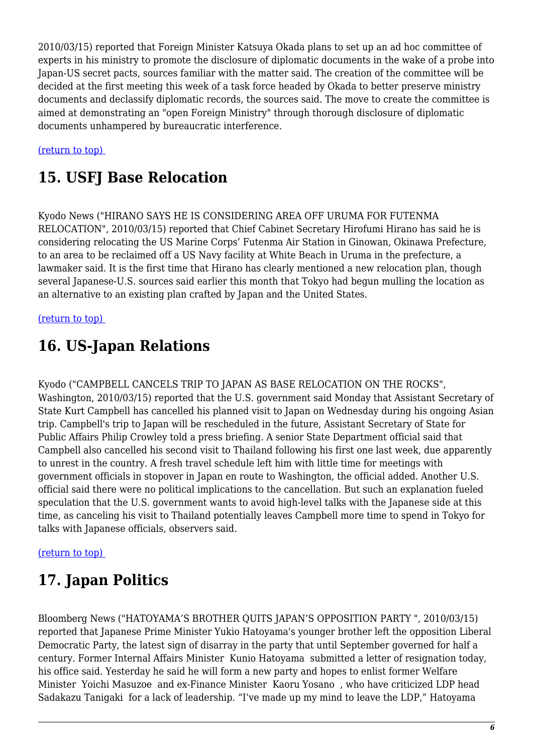2010/03/15) reported that Foreign Minister Katsuya Okada plans to set up an ad hoc committee of experts in his ministry to promote the disclosure of diplomatic documents in the wake of a probe into Japan-US secret pacts, sources familiar with the matter said. The creation of the committee will be decided at the first meeting this week of a task force headed by Okada to better preserve ministry documents and declassify diplomatic records, the sources said. The move to create the committee is aimed at demonstrating an "open Foreign Ministry" through thorough disclosure of diplomatic documents unhampered by bureaucratic interference.

(return to top)

# 15. USFJ Base Relocation

Kyodo News ("HIRANO SAYS HE IS CONSIDERING AREA OFF URUMA FOR FUTENMA RELOCATION", 2010/03/15) reported that Chief Cabinet Secretary Hirofumi Hirano has said he is considering relocating the US Marine Corps' Futenma Air Station in Ginowan, Okinawa Prefecture, to an area to be reclaimed off a US Navy facility at White Beach in Uruma in the prefecture, a lawmaker said. It is the first time that Hirano has clearly mentioned a new relocation plan, though several Japanese-U.S. sources said earlier this month that Tokyo had begun mulling the location as an alternative to an existing plan crafted by Japan and the United States.

(return to top)

# 16. US-Japan Relations

Kyodo ("CAMPBELL CANCELS TRIP TO JAPAN AS BASE RELOCATION ON THE ROCKS", Washington, 2010/03/15) reported that the U.S. government said Monday that Assistant Secretary of State Kurt Campbell has cancelled his planned visit to Japan on Wednesday during his ongoing Asian trip. Campbell's trip to Japan will be rescheduled in the future, Assistant Secretary of State for Public Affairs Philip Crowley told a press briefing. A senior State Department official said that Campbell also cancelled his second visit to Thailand following his first one last week, due apparently to unrest in the country. A fresh travel schedule left him with little time for meetings with government officials in stopover in Japan en route to Washington, the official added. Another U.S. official said there were no political implications to the cancellation. But such an explanation fueled speculation that the U.S. government wants to avoid high-level talks with the Japanese side at this time, as canceling his visit to Thailand potentially leaves Campbell more time to spend in Tokyo for talks with Japanese officials, observers said.

(return to top)

# 17. Japan Politics

Bloomberg News ("HATOYAMA'S BROTHER QUITS JAPAN'S OPPOSITION PARTY ", 2010/03/15) reported that Japanese Prime Minister Yukio Hatoyama's younger brother left the opposition Liberal Democratic Party, the latest sign of disarray in the party that until September governed for half a century. Former Internal Affairs Minister Kunio Hatoyama submitted a letter of resignation today, his office said. Yesterday he said he will form a new party and hopes to enlist former Welfare Minister Yoichi Masuzoe and ex-Finance Minister Kaoru Yosano , who have criticized LDP head Sadakazu Tanigaki for a lack of leadership. "I've made up my mind to leave the LDP," Hatoyama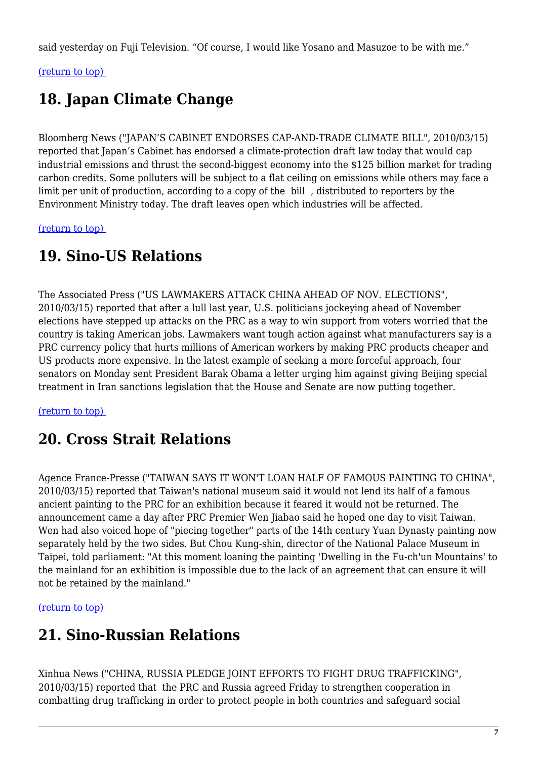said yesterday on Fuji Television. “Of course, I would like Yosano and Masuzoe to be with me.”

(return to top)

## 18. Japan Climate Change

Bloomberg News ("JAPAN’S CABINET ENDORSES CAP-AND-TRADE CLIMATE BILL", 2010/03/15) reported that Japan’s Cabinet has endorsed a climate-protection draft law today that would cap industrial emissions and thrust the second-biggest economy into the $125 billion market for trading carbon credits. Some polluters will be subject to a flat ceiling on emissions while others may face a limit per unit of production, according to a copy of the bill , distributed to reporters by the Environment Ministry today. The draft leaves open which industries will be affected.

(return to top)

## 19. Sino-US Relations

The Associated Press ("US LAWMAKERS ATTACK CHINA AHEAD OF NOV. ELECTIONS", 2010/03/15) reported that after a lull last year, U.S. politicians jockeying ahead of November elections have stepped up attacks on the PRC as a way to win support from voters worried that the country is taking American jobs. Lawmakers want tough action against what manufacturers say is a PRC currency policy that hurts millions of American workers by making PRC products cheaper and US products more expensive. In the latest example of seeking a more forceful approach, four senators on Monday sent President Barak Obama a letter urging him against giving Beijing special treatment in Iran sanctions legislation that the House and Senate are now putting together.

(return to top)

## 20. Cross Strait Relations

Agence France-Presse ("TAIWAN SAYS IT WON'T LOAN HALF OF FAMOUS PAINTING TO CHINA", 2010/03/15) reported that Taiwan's national museum said it would not lend its half of a famous ancient painting to the PRC for an exhibition because it feared it would not be returned. The announcement came a day after PRC Premier Wen Jiabao said he hoped one day to visit Taiwan. Wen had also voiced hope of "piecing together" parts of the 14th century Yuan Dynasty painting now separately held by the two sides. But Chou Kung-shin, director of the National Palace Museum in Taipei, told parliament: "At this moment loaning the painting 'Dwelling in the Fu-ch'un Mountains' to the mainland for an exhibition is impossible due to the lack of an agreement that can ensure it will not be retained by the mainland."

(return to top)

## 21. Sino-Russian Relations

Xinhua News ("CHINA, RUSSIA PLEDGE JOINT EFFORTS TO FIGHT DRUG TRAFFICKING", 2010/03/15) reported that the PRC and Russia agreed Friday to strengthen cooperation in combatting drug trafficking in order to protect people in both countries and safeguard social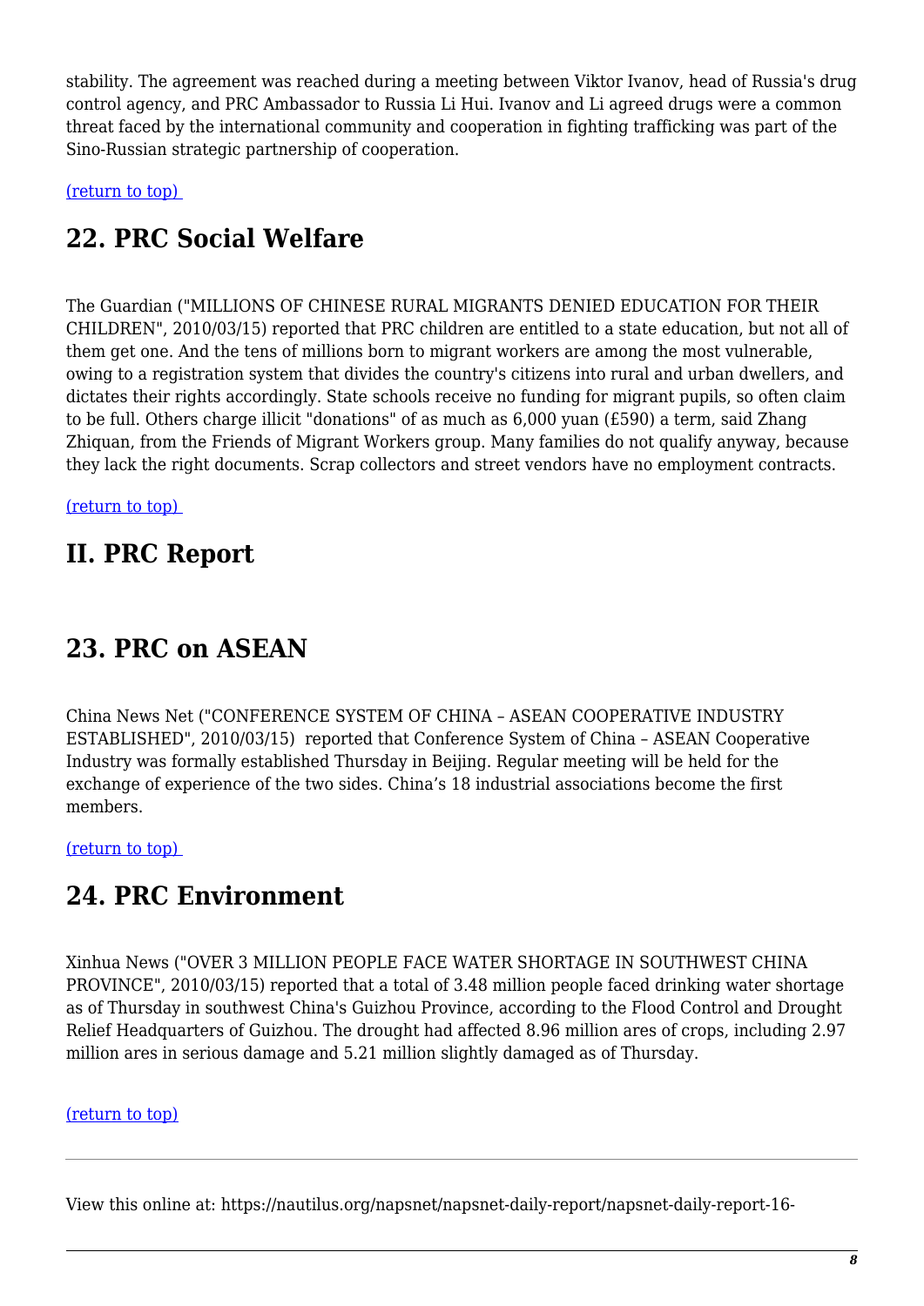stability. The agreement was reached during a meeting between Viktor Ivanov, head of Russia's drug control agency, and PRC Ambassador to Russia Li Hui. Ivanov and Li agreed drugs were a common threat faced by the international community and cooperation in fighting trafficking was part of the Sino-Russian strategic partnership of cooperation.

(return to top)

## 22. PRC Social Welfare

The Guardian ("MILLIONS OF CHINESE RURAL MIGRANTS DENIED EDUCATION FOR THEIR CHILDREN", 2010/03/15) reported that PRC children are entitled to a state education, but not all of them get one. And the tens of millions born to migrant workers are among the most vulnerable, owing to a registration system that divides the country's citizens into rural and urban dwellers, and dictates their rights accordingly. State schools receive no funding for migrant pupils, so often claim to be full. Others charge illicit "donations" of as much as 6,000 yuan (£590) a term, said Zhang Zhiquan, from the Friends of Migrant Workers group. Many families do not qualify anyway, because they lack the right documents. Scrap collectors and street vendors have no employment contracts.

(return to top)

## II. PRC Report

## 23. PRC on ASEAN

China News Net ("CONFERENCE SYSTEM OF CHINA – ASEAN COOPERATIVE INDUSTRY ESTABLISHED", 2010/03/15) reported that Conference System of China – ASEAN Cooperative Industry was formally established Thursday in Beijing. Regular meeting will be held for the exchange of experience of the two sides. China's 18 industrial associations become the first members.

(return to top)

## 24. PRC Environment

Xinhua News ("OVER 3 MILLION PEOPLE FACE WATER SHORTAGE IN SOUTHWEST CHINA PROVINCE", 2010/03/15) reported that a total of 3.48 million people faced drinking water shortage as of Thursday in southwest China's Guizhou Province, according to the Flood Control and Drought Relief Headquarters of Guizhou. The drought had affected 8.96 million ares of crops, including 2.97 million ares in serious damage and 5.21 million slightly damaged as of Thursday.

(return to top)

---

View this online at: https://nautilus.org/napsnet/napsnet-daily-report/napsnet-daily-report-16-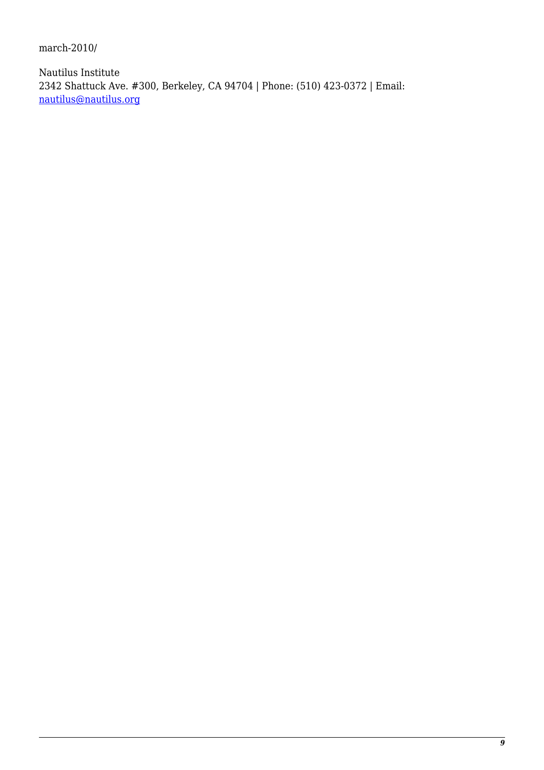march-2010/

Nautilus Institute
2342 Shattuck Ave. #300, Berkeley, CA 94704 | Phone: (510) 423-0372 | Email: nautilus@nautilus.org